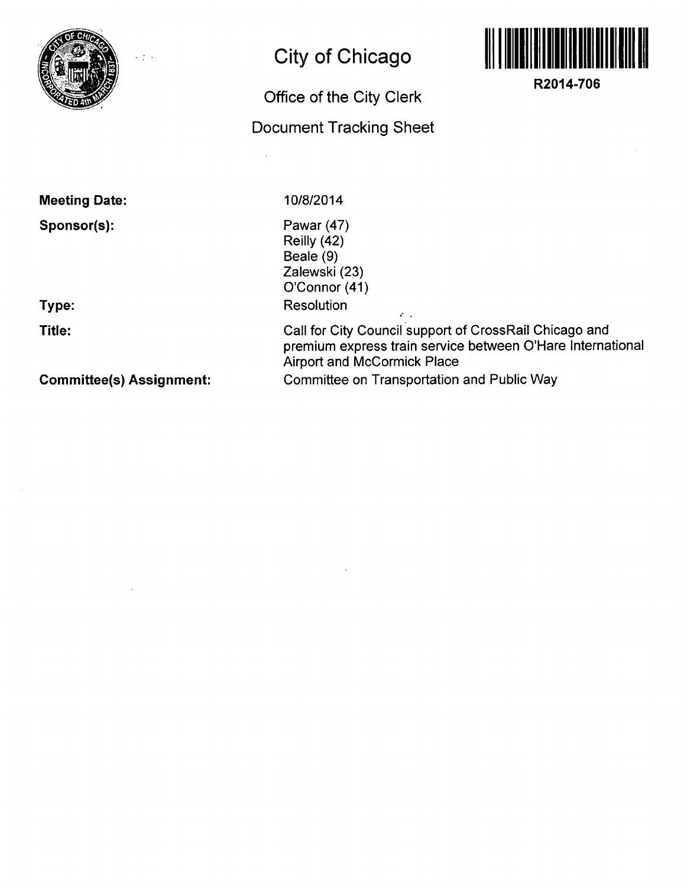# City of Chicago

## Office of the City Clerk

## Document Tracking Sheet

R2014-706

**Meeting Date:** 10/8/2014

**Sponsor(s):** Pawar (47)
Reilly (42)
Beale (9)
Zalewski (23)
O'Connor (41)

**Type:** Resolution

**Title:** Call for City Council support of CrossRail Chicago and premium express train service between O'Hare International Airport and McCormick Place

**Committee(s) Assignment:** Committee on Transportation and Public Way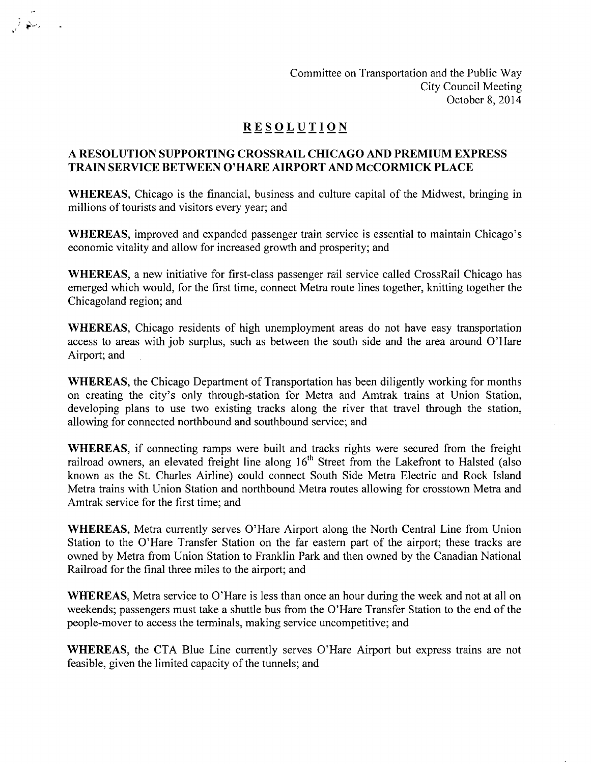Committee on Transportation and the Public Way
City Council Meeting
October 8, 2014

# RESOLUTION

## A RESOLUTION SUPPORTING CROSSRAIL CHICAGO AND PREMIUM EXPRESS TRAIN SERVICE BETWEEN O'HARE AIRPORT AND McCORMICK PLACE

**WHEREAS**, Chicago is the financial, business and culture capital of the Midwest, bringing in millions of tourists and visitors every year; and

**WHEREAS**, improved and expanded passenger train service is essential to maintain Chicago's economic vitality and allow for increased growth and prosperity; and

**WHEREAS**, a new initiative for first-class passenger rail service called CrossRail Chicago has emerged which would, for the first time, connect Metra route lines together, knitting together the Chicagoland region; and

**WHEREAS**, Chicago residents of high unemployment areas do not have easy transportation access to areas with job surplus, such as between the south side and the area around O'Hare Airport; and

**WHEREAS**, the Chicago Department of Transportation has been diligently working for months on creating the city's only through-station for Metra and Amtrak trains at Union Station, developing plans to use two existing tracks along the river that travel through the station, allowing for connected northbound and southbound service; and

**WHEREAS**, if connecting ramps were built and tracks rights were secured from the freight railroad owners, an elevated freight line along 16th Street from the Lakefront to Halsted (also known as the St. Charles Airline) could connect South Side Metra Electric and Rock Island Metra trains with Union Station and northbound Metra routes allowing for crosstown Metra and Amtrak service for the first time; and

**WHEREAS**, Metra currently serves O'Hare Airport along the North Central Line from Union Station to the O'Hare Transfer Station on the far eastern part of the airport; these tracks are owned by Metra from Union Station to Franklin Park and then owned by the Canadian National Railroad for the final three miles to the airport; and

**WHEREAS**, Metra service to O'Hare is less than once an hour during the week and not at all on weekends; passengers must take a shuttle bus from the O'Hare Transfer Station to the end of the people-mover to access the terminals, making service uncompetitive; and

**WHEREAS**, the CTA Blue Line currently serves O'Hare Airport but express trains are not feasible, given the limited capacity of the tunnels; and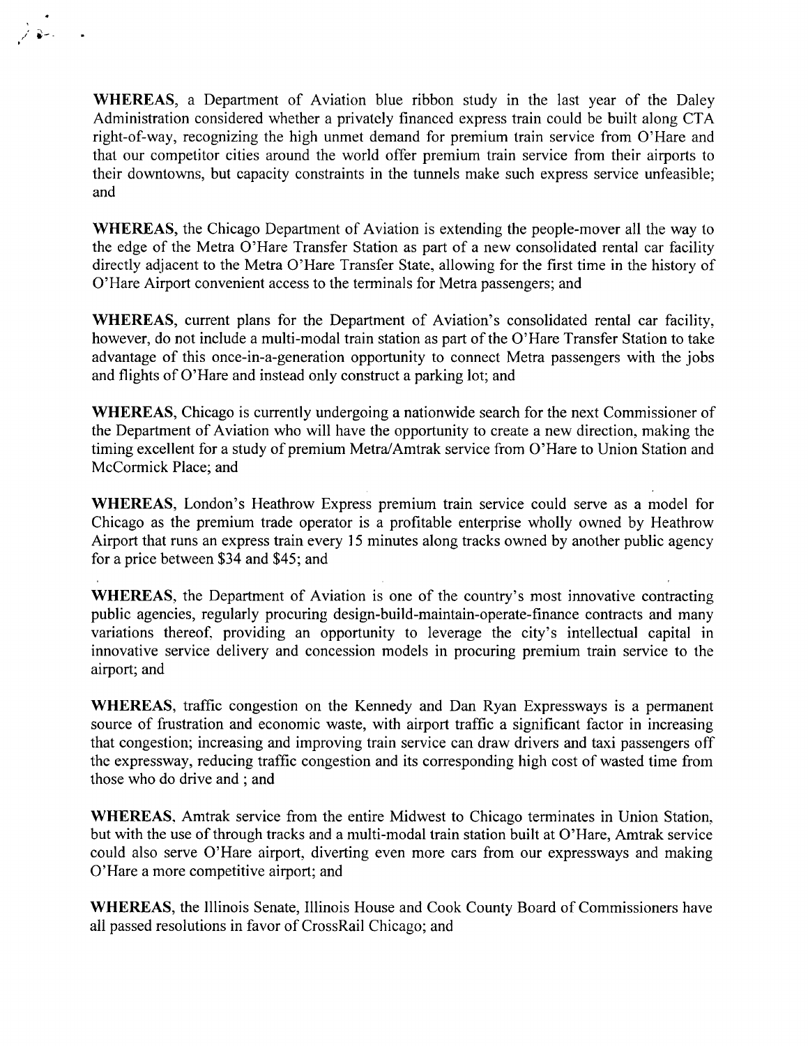**WHEREAS**, a Department of Aviation blue ribbon study in the last year of the Daley Administration considered whether a privately financed express train could be built along CTA right-of-way, recognizing the high unmet demand for premium train service from O'Hare and that our competitor cities around the world offer premium train service from their airports to their downtowns, but capacity constraints in the tunnels make such express service unfeasible; and

**WHEREAS**, the Chicago Department of Aviation is extending the people-mover all the way to the edge of the Metra O'Hare Transfer Station as part of a new consolidated rental car facility directly adjacent to the Metra O'Hare Transfer State, allowing for the first time in the history of O'Hare Airport convenient access to the terminals for Metra passengers; and

**WHEREAS**, current plans for the Department of Aviation's consolidated rental car facility, however, do not include a multi-modal train station as part of the O'Hare Transfer Station to take advantage of this once-in-a-generation opportunity to connect Metra passengers with the jobs and flights of O'Hare and instead only construct a parking lot; and

**WHEREAS**, Chicago is currently undergoing a nationwide search for the next Commissioner of the Department of Aviation who will have the opportunity to create a new direction, making the timing excellent for a study of premium Metra/Amtrak service from O'Hare to Union Station and McCormick Place; and

**WHEREAS**, London's Heathrow Express premium train service could serve as a model for Chicago as the premium trade operator is a profitable enterprise wholly owned by Heathrow Airport that runs an express train every 15 minutes along tracks owned by another public agency for a price between $34 and $45; and

**WHEREAS**, the Department of Aviation is one of the country's most innovative contracting public agencies, regularly procuring design-build-maintain-operate-finance contracts and many variations thereof, providing an opportunity to leverage the city's intellectual capital in innovative service delivery and concession models in procuring premium train service to the airport; and

**WHEREAS**, traffic congestion on the Kennedy and Dan Ryan Expressways is a permanent source of frustration and economic waste, with airport traffic a significant factor in increasing that congestion; increasing and improving train service can draw drivers and taxi passengers off the expressway, reducing traffic congestion and its corresponding high cost of wasted time from those who do drive and ; and

**WHEREAS**, Amtrak service from the entire Midwest to Chicago terminates in Union Station, but with the use of through tracks and a multi-modal train station built at O'Hare, Amtrak service could also serve O'Hare airport, diverting even more cars from our expressways and making O'Hare a more competitive airport; and

**WHEREAS**, the Illinois Senate, Illinois House and Cook County Board of Commissioners have all passed resolutions in favor of CrossRail Chicago; and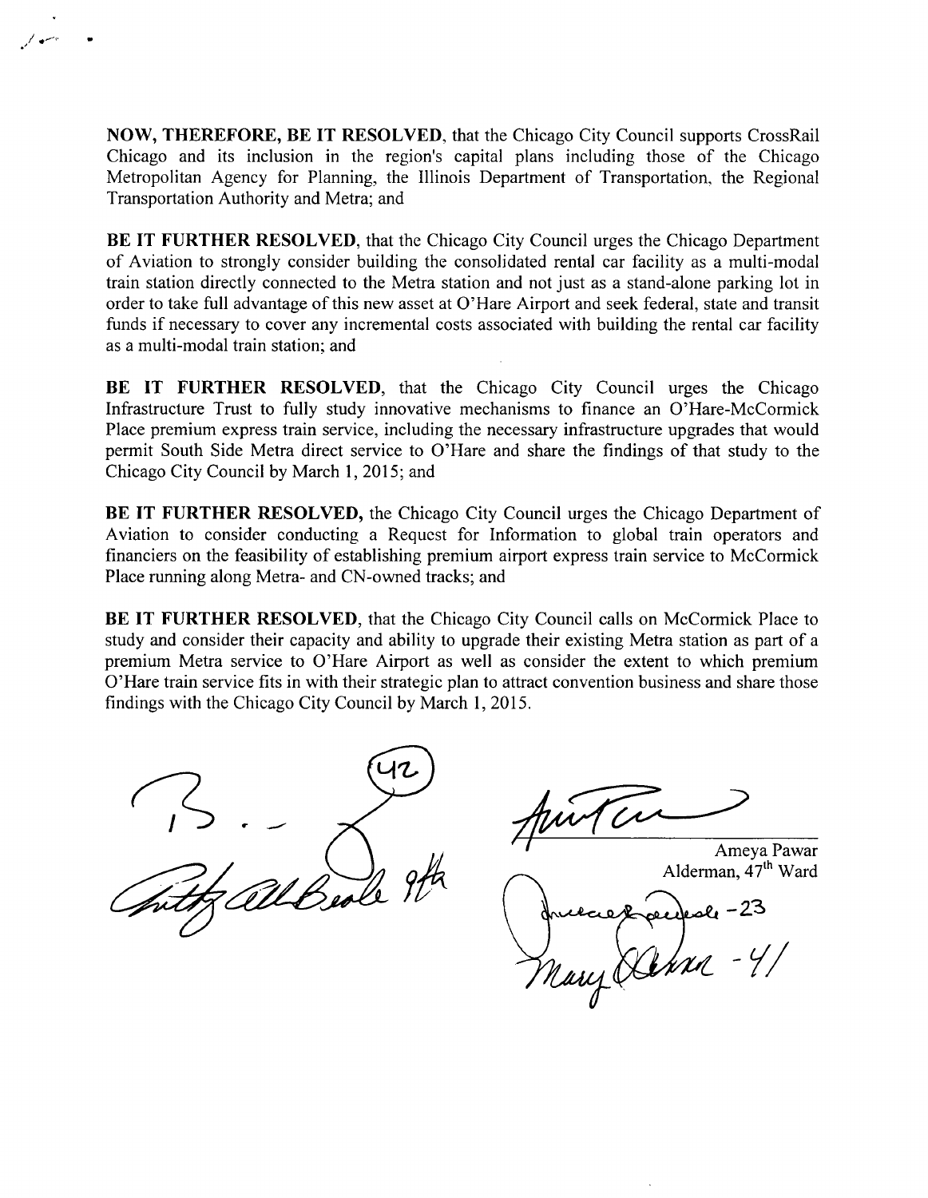**NOW, THEREFORE, BE IT RESOLVED**, that the Chicago City Council supports CrossRail Chicago and its inclusion in the region's capital plans including those of the Chicago Metropolitan Agency for Planning, the Illinois Department of Transportation, the Regional Transportation Authority and Metra; and

**BE IT FURTHER RESOLVED**, that the Chicago City Council urges the Chicago Department of Aviation to strongly consider building the consolidated rental car facility as a multi-modal train station directly connected to the Metra station and not just as a stand-alone parking lot in order to take full advantage of this new asset at O'Hare Airport and seek federal, state and transit funds if necessary to cover any incremental costs associated with building the rental car facility as a multi-modal train station; and

**BE IT FURTHER RESOLVED**, that the Chicago City Council urges the Chicago Infrastructure Trust to fully study innovative mechanisms to finance an O'Hare-McCormick Place premium express train service, including the necessary infrastructure upgrades that would permit South Side Metra direct service to O'Hare and share the findings of that study to the Chicago City Council by March 1, 2015; and

**BE IT FURTHER RESOLVED,** the Chicago City Council urges the Chicago Department of Aviation to consider conducting a Request for Information to global train operators and financiers on the feasibility of establishing premium airport express train service to McCormick Place running along Metra- and CN-owned tracks; and

**BE IT FURTHER RESOLVED**, that the Chicago City Council calls on McCormick Place to study and consider their capacity and ability to upgrade their existing Metra station as part of a premium Metra service to O'Hare Airport as well as consider the extent to which premium O'Hare train service fits in with their strategic plan to attract convention business and share those findings with the Chicago City Council by March 1, 2015.

(42)

Anthony Beale 9th

Ameya Pawar
Alderman, 47[th] Ward

-23

Mary O'Connor -41